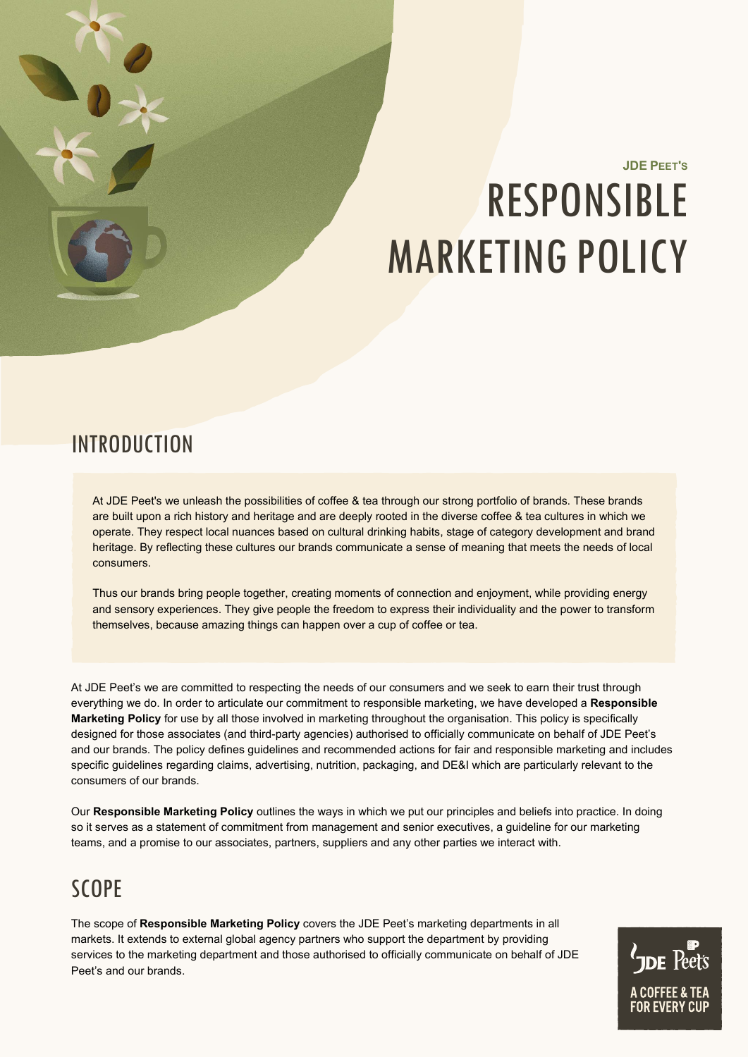JDE PEET'S

# RESPONSIBLE MARKETING POLICY

## INTRODUCTION

At JDE Peet's we unleash the possibilities of coffee & tea through our strong portfolio of brands. These brands are built upon a rich history and heritage and are deeply rooted in the diverse coffee & tea cultures in which we operate. They respect local nuances based on cultural drinking habits, stage of category development and brand heritage. By reflecting these cultures our brands communicate a sense of meaning that meets the needs of local consumers.

Thus our brands bring people together, creating moments of connection and enjoyment, while providing energy and sensory experiences. They give people the freedom to express their individuality and the power to transform themselves, because amazing things can happen over a cup of coffee or tea.

At JDE Peet's we are committed to respecting the needs of our consumers and we seek to earn their trust through everything we do. In order to articulate our commitment to responsible marketing, we have developed a **Responsible Marketing Policy** for use by all those involved in marketing throughout the organisation. This policy is specifically designed for those associates (and third-party agencies) authorised to officially communicate on behalf of JDE Peet's and our brands. The policy defines guidelines and recommended actions for fair and responsible marketing and includes specific guidelines regarding claims, advertising, nutrition, packaging, and DE&I which are particularly relevant to the consumers of our brands.

Our **Responsible Marketing Policy** outlines the ways in which we put our principles and beliefs into practice. In doing so it serves as a statement of commitment from management and senior executives, a guideline for our marketing teams, and a promise to our associates, partners, suppliers and any other parties we interact with.

## SCOPE

The scope of **Responsible Marketing Policy** covers the JDE Peet's marketing departments in all markets. It extends to external global agency partners who support the department by providing services to the marketing department and those authorised to officially communicate on behalf of JDE Peet's and our brands.

JDE Peet's

A COFFEE & TEA FOR EVERY CUP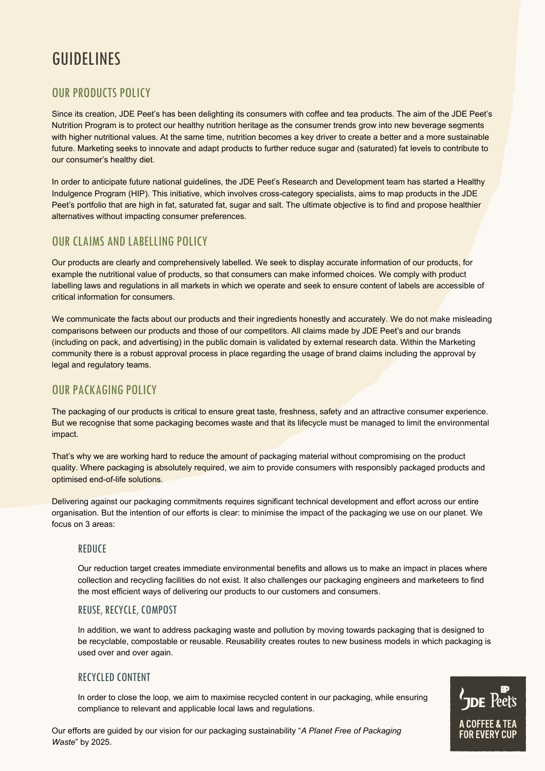# GUIDELINES

## OUR PRODUCTS POLICY

Since its creation, JDE Peet's has been delighting its consumers with coffee and tea products. The aim of the JDE Peet's Nutrition Program is to protect our healthy nutrition heritage as the consumer trends grow into new beverage segments with higher nutritional values. At the same time, nutrition becomes a key driver to create a better and a more sustainable future. Marketing seeks to innovate and adapt products to further reduce sugar and (saturated) fat levels to contribute to our consumer's healthy diet.

In order to anticipate future national guidelines, the JDE Peet's Research and Development team has started a Healthy Indulgence Program (HIP). This initiative, which involves cross-category specialists, aims to map products in the JDE Peet's portfolio that are high in fat, saturated fat, sugar and salt. The ultimate objective is to find and propose healthier alternatives without impacting consumer preferences.

## OUR CLAIMS AND LABELLING POLICY

Our products are clearly and comprehensively labelled. We seek to display accurate information of our products, for example the nutritional value of products, so that consumers can make informed choices. We comply with product labelling laws and regulations in all markets in which we operate and seek to ensure content of labels are accessible of critical information for consumers.

We communicate the facts about our products and their ingredients honestly and accurately. We do not make misleading comparisons between our products and those of our competitors. All claims made by JDE Peet's and our brands (including on pack, and advertising) in the public domain is validated by external research data. Within the Marketing community there is a robust approval process in place regarding the usage of brand claims including the approval by legal and regulatory teams.

## OUR PACKAGING POLICY

The packaging of our products is critical to ensure great taste, freshness, safety and an attractive consumer experience. But we recognise that some packaging becomes waste and that its lifecycle must be managed to limit the environmental impact.

That's why we are working hard to reduce the amount of packaging material without compromising on the product quality. Where packaging is absolutely required, we aim to provide consumers with responsibly packaged products and optimised end-of-life solutions.

Delivering against our packaging commitments requires significant technical development and effort across our entire organisation. But the intention of our efforts is clear: to minimise the impact of the packaging we use on our planet. We focus on 3 areas:

### REDUCE

Our reduction target creates immediate environmental benefits and allows us to make an impact in places where collection and recycling facilities do not exist. It also challenges our packaging engineers and marketeers to find the most efficient ways of delivering our products to our customers and consumers.

### REUSE, RECYCLE, COMPOST

In addition, we want to address packaging waste and pollution by moving towards packaging that is designed to be recyclable, compostable or reusable. Reusability creates routes to new business models in which packaging is used over and over again.

### RECYCLED CONTENT

In order to close the loop, we aim to maximise recycled content in our packaging, while ensuring compliance to relevant and applicable local laws and regulations.

Our efforts are guided by our vision for our packaging sustainability "*A Planet Free of Packaging Waste*" by 2025.

JDE Peet's
A COFFEE & TEA FOR EVERY CUP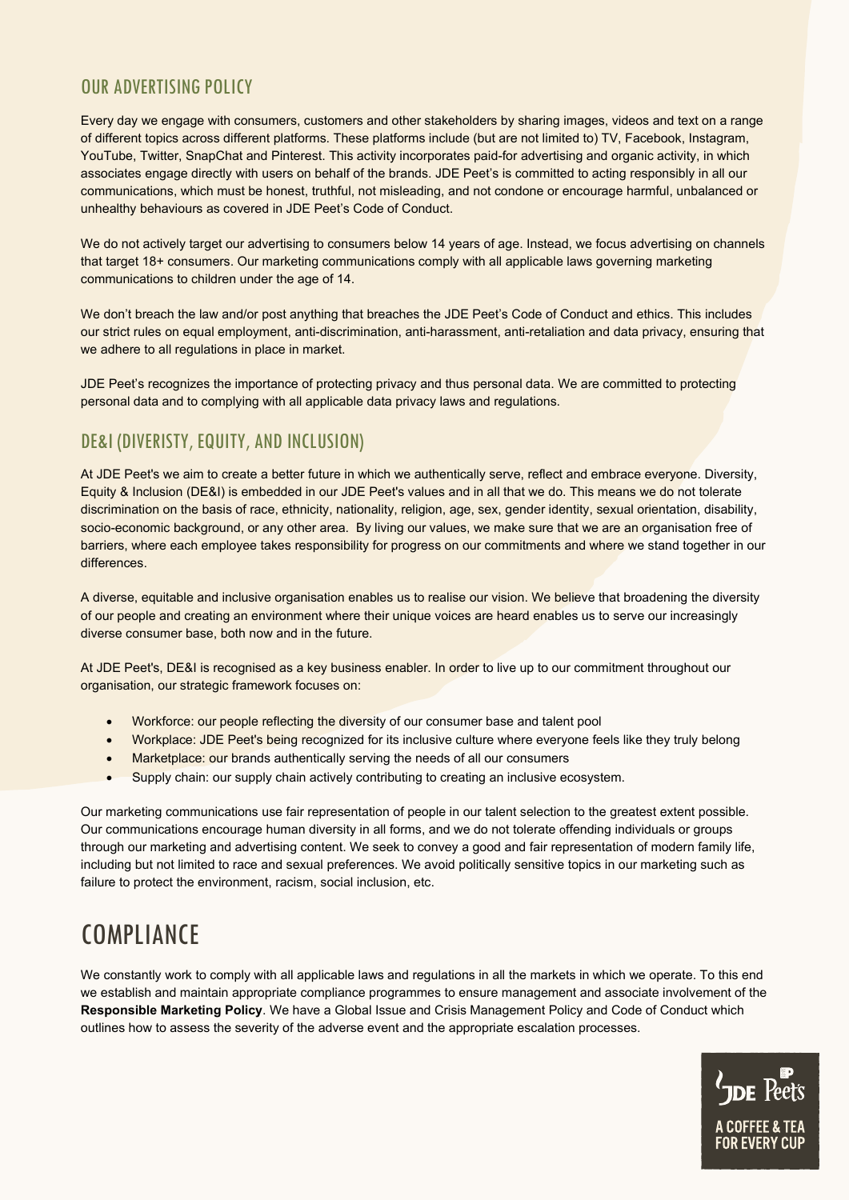## OUR ADVERTISING POLICY

Every day we engage with consumers, customers and other stakeholders by sharing images, videos and text on a range of different topics across different platforms. These platforms include (but are not limited to) TV, Facebook, Instagram, YouTube, Twitter, SnapChat and Pinterest. This activity incorporates paid-for advertising and organic activity, in which associates engage directly with users on behalf of the brands. JDE Peet's is committed to acting responsibly in all our communications, which must be honest, truthful, not misleading, and not condone or encourage harmful, unbalanced or unhealthy behaviours as covered in JDE Peet's Code of Conduct.

We do not actively target our advertising to consumers below 14 years of age. Instead, we focus advertising on channels that target 18+ consumers. Our marketing communications comply with all applicable laws governing marketing communications to children under the age of 14.

We don't breach the law and/or post anything that breaches the JDE Peet's Code of Conduct and ethics. This includes our strict rules on equal employment, anti-discrimination, anti-harassment, anti-retaliation and data privacy, ensuring that we adhere to all regulations in place in market.

JDE Peet's recognizes the importance of protecting privacy and thus personal data. We are committed to protecting personal data and to complying with all applicable data privacy laws and regulations.

## DE&I (DIVERISTY, EQUITY, AND INCLUSION)

At JDE Peet's we aim to create a better future in which we authentically serve, reflect and embrace everyone. Diversity, Equity & Inclusion (DE&I) is embedded in our JDE Peet's values and in all that we do. This means we do not tolerate discrimination on the basis of race, ethnicity, nationality, religion, age, sex, gender identity, sexual orientation, disability, socio-economic background, or any other area. By living our values, we make sure that we are an organisation free of barriers, where each employee takes responsibility for progress on our commitments and where we stand together in our differences.

A diverse, equitable and inclusive organisation enables us to realise our vision. We believe that broadening the diversity of our people and creating an environment where their unique voices are heard enables us to serve our increasingly diverse consumer base, both now and in the future.

At JDE Peet's, DE&I is recognised as a key business enabler. In order to live up to our commitment throughout our organisation, our strategic framework focuses on:

- Workforce: our people reflecting the diversity of our consumer base and talent pool
- Workplace: JDE Peet's being recognized for its inclusive culture where everyone feels like they truly belong
- Marketplace: our brands authentically serving the needs of all our consumers
- Supply chain: our supply chain actively contributing to creating an inclusive ecosystem.

Our marketing communications use fair representation of people in our talent selection to the greatest extent possible. Our communications encourage human diversity in all forms, and we do not tolerate offending individuals or groups through our marketing and advertising content. We seek to convey a good and fair representation of modern family life, including but not limited to race and sexual preferences. We avoid politically sensitive topics in our marketing such as failure to protect the environment, racism, social inclusion, etc.

# COMPLIANCE

We constantly work to comply with all applicable laws and regulations in all the markets in which we operate. To this end we establish and maintain appropriate compliance programmes to ensure management and associate involvement of the **Responsible Marketing Policy**. We have a Global Issue and Crisis Management Policy and Code of Conduct which outlines how to assess the severity of the adverse event and the appropriate escalation processes.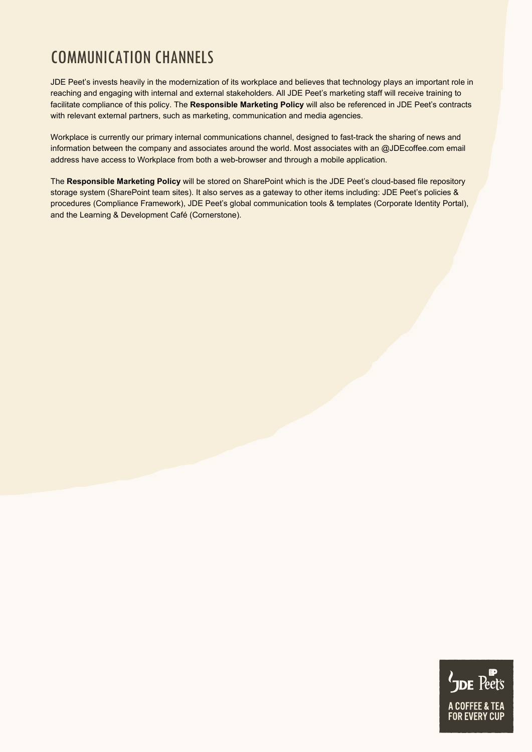# COMMUNICATION CHANNELS

JDE Peet's invests heavily in the modernization of its workplace and believes that technology plays an important role in reaching and engaging with internal and external stakeholders. All JDE Peet's marketing staff will receive training to facilitate compliance of this policy. The **Responsible Marketing Policy** will also be referenced in JDE Peet's contracts with relevant external partners, such as marketing, communication and media agencies.

Workplace is currently our primary internal communications channel, designed to fast-track the sharing of news and information between the company and associates around the world. Most associates with an @JDEcoffee.com email address have access to Workplace from both a web-browser and through a mobile application.

The **Responsible Marketing Policy** will be stored on SharePoint which is the JDE Peet's cloud-based file repository storage system (SharePoint team sites). It also serves as a gateway to other items including: JDE Peet's policies & procedures (Compliance Framework), JDE Peet's global communication tools & templates (Corporate Identity Portal), and the Learning & Development Café (Cornerstone).

JDE Peet's

A COFFEE & TEA FOR EVERY CUP